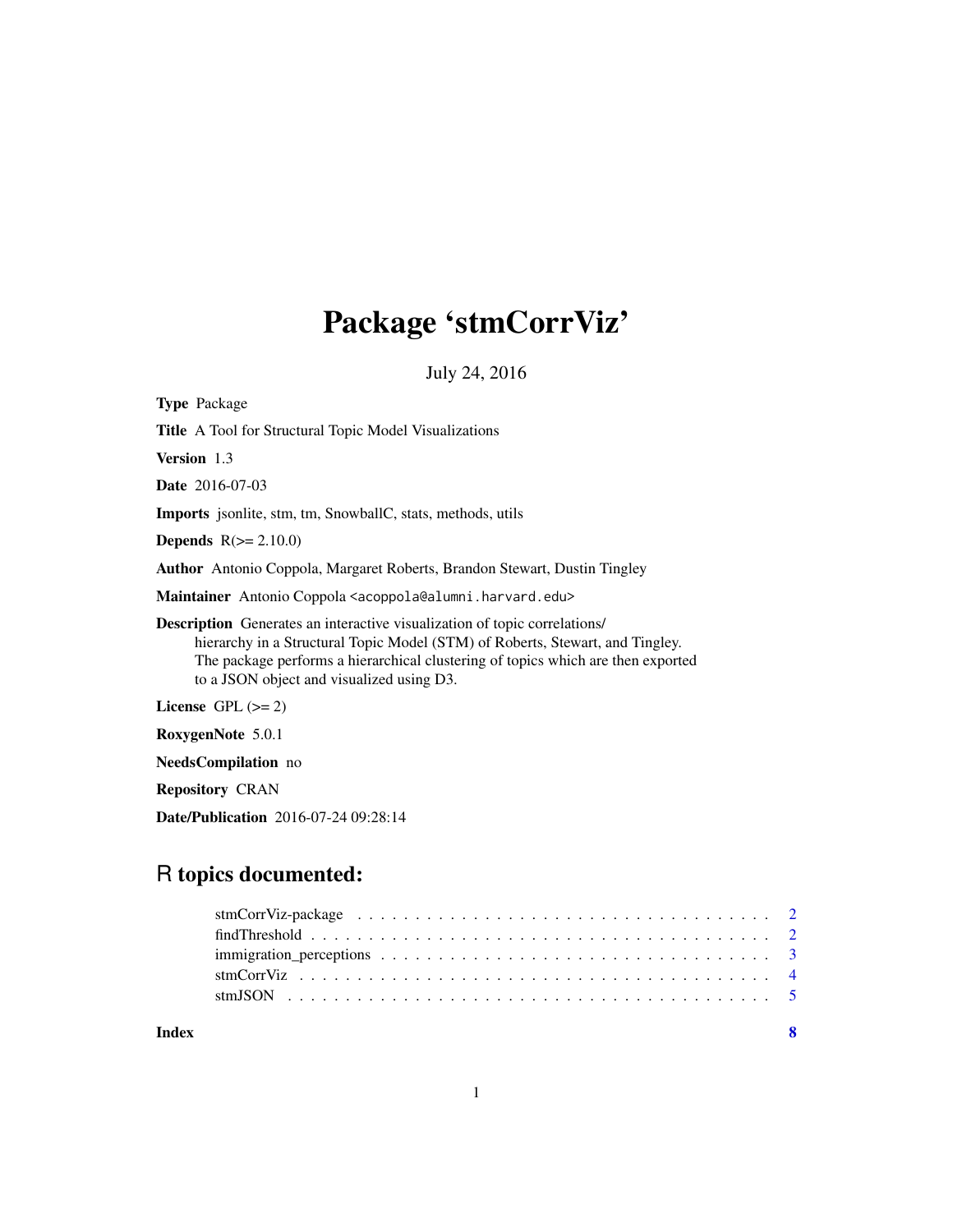# Package 'stmCorrViz'

July 24, 2016

**Type** Package

**Title** A Tool for Structural Topic Model Visualizations

**Version** 1.3

**Date** 2016-07-03

**Imports** jsonlite, stm, tm, SnowballC, stats, methods, utils

**Depends** R(>= 2.10.0)

**Author** Antonio Coppola, Margaret Roberts, Brandon Stewart, Dustin Tingley

**Maintainer** Antonio Coppola <acoppola@alumni.harvard.edu>

**Description** Generates an interactive visualization of topic correlations/
hierarchy in a Structural Topic Model (STM) of Roberts, Stewart, and Tingley.
The package performs a hierarchical clustering of topics which are then exported
to a JSON object and visualized using D3.

**License** GPL (>= 2)

**RoxygenNote** 5.0.1

**NeedsCompilation** no

**Repository** CRAN

**Date/Publication** 2016-07-24 09:28:14

## R topics documented:

stmCorrViz-package . . . . . . . . . . . . . . . . . . . . . . . . . . . . . . . . . . . . 2
findThreshold . . . . . . . . . . . . . . . . . . . . . . . . . . . . . . . . . . . . . . . . 2
immigration_perceptions . . . . . . . . . . . . . . . . . . . . . . . . . . . . . . . . . . 3
stmCorrViz . . . . . . . . . . . . . . . . . . . . . . . . . . . . . . . . . . . . . . . . . 4
stmJSON . . . . . . . . . . . . . . . . . . . . . . . . . . . . . . . . . . . . . . . . . . 5

**Index** **8**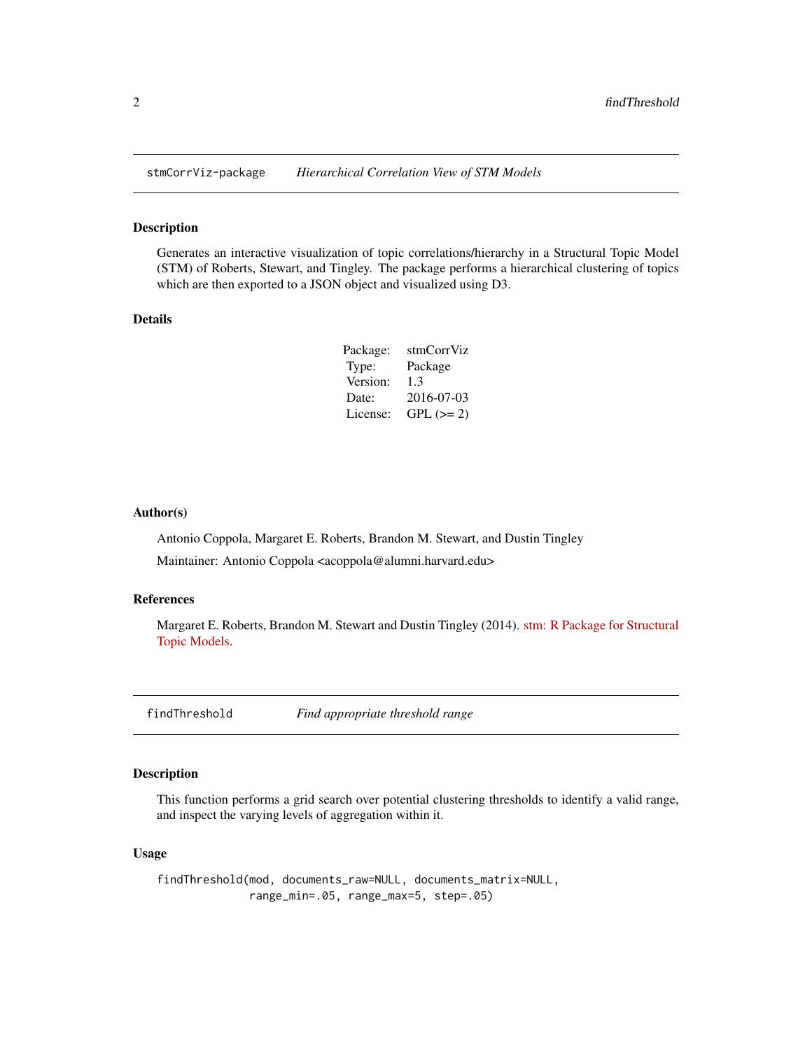## stmCorrViz-package *Hierarchical Correlation View of STM Models*

### Description

Generates an interactive visualization of topic correlations/hierarchy in a Structural Topic Model (STM) of Roberts, Stewart, and Tingley. The package performs a hierarchical clustering of topics which are then exported to a JSON object and visualized using D3.

### Details

| | |
|---|---|
| Package: | stmCorrViz |
| Type: | Package |
| Version: | 1.3 |
| Date: | 2016-07-03 |
| License: | GPL (>= 2) |

### Author(s)

Antonio Coppola, Margaret E. Roberts, Brandon M. Stewart, and Dustin Tingley

Maintainer: Antonio Coppola <acoppola@alumni.harvard.edu>

### References

Margaret E. Roberts, Brandon M. Stewart and Dustin Tingley (2014). stm: R Package for Structural Topic Models.

## findThreshold *Find appropriate threshold range*

### Description

This function performs a grid search over potential clustering thresholds to identify a valid range, and inspect the varying levels of aggregation within it.

### Usage

```
findThreshold(mod, documents_raw=NULL, documents_matrix=NULL,
              range_min=.05, range_max=5, step=.05)
```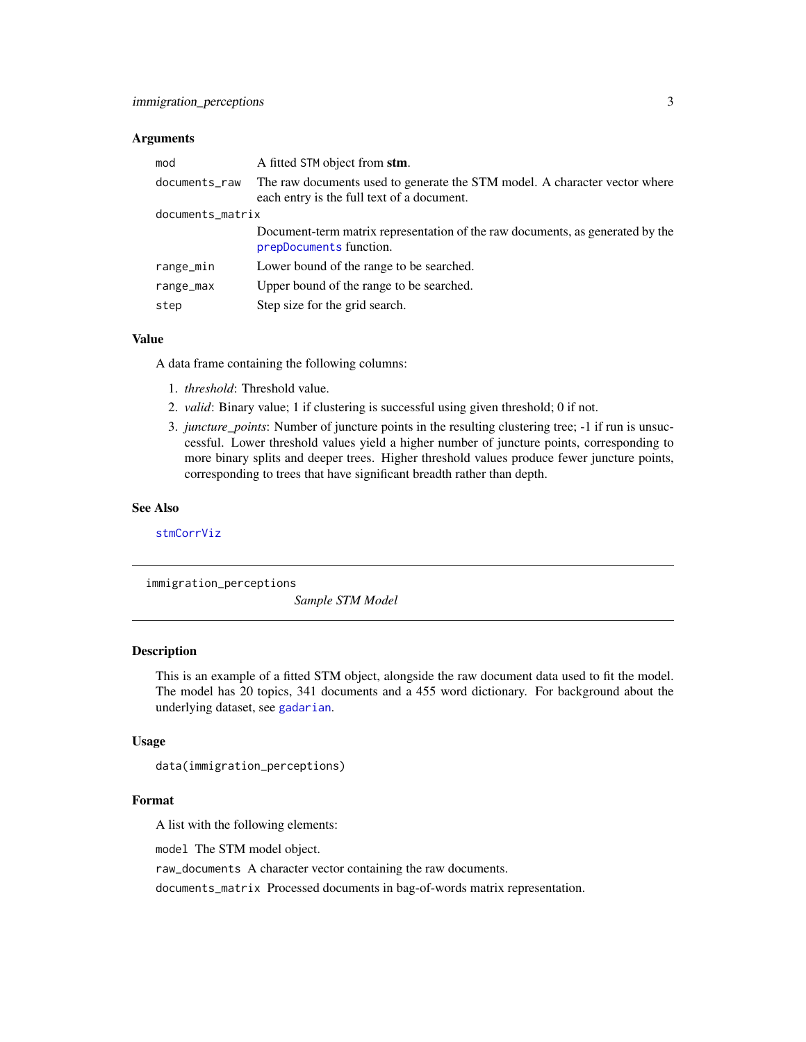### Arguments

| | |
|---|---|
| `mod` | A fitted `STM` object from **stm**. |
| `documents_raw` | The raw documents used to generate the STM model. A character vector where each entry is the full text of a document. |
| `documents_matrix` | Document-term matrix representation of the raw documents, as generated by the `prepDocuments` function. |
| `range_min` | Lower bound of the range to be searched. |
| `range_max` | Upper bound of the range to be searched. |
| `step` | Step size for the grid search. |

### Value

A data frame containing the following columns:

1. *threshold*: Threshold value.
2. *valid*: Binary value; 1 if clustering is successful using given threshold; 0 if not.
3. *juncture_points*: Number of juncture points in the resulting clustering tree; -1 if run is unsuccessful. Lower threshold values yield a higher number of juncture points, corresponding to more binary splits and deeper trees. Higher threshold values produce fewer juncture points, corresponding to trees that have significant breadth rather than depth.

### See Also

`stmCorrViz`

---

## immigration_perceptions — *Sample STM Model*

### Description

This is an example of a fitted STM object, alongside the raw document data used to fit the model. The model has 20 topics, 341 documents and a 455 word dictionary. For background about the underlying dataset, see `gadarian`.

### Usage

```
data(immigration_perceptions)
```

### Format

A list with the following elements:

`model` The STM model object.

`raw_documents` A character vector containing the raw documents.

`documents_matrix` Processed documents in bag-of-words matrix representation.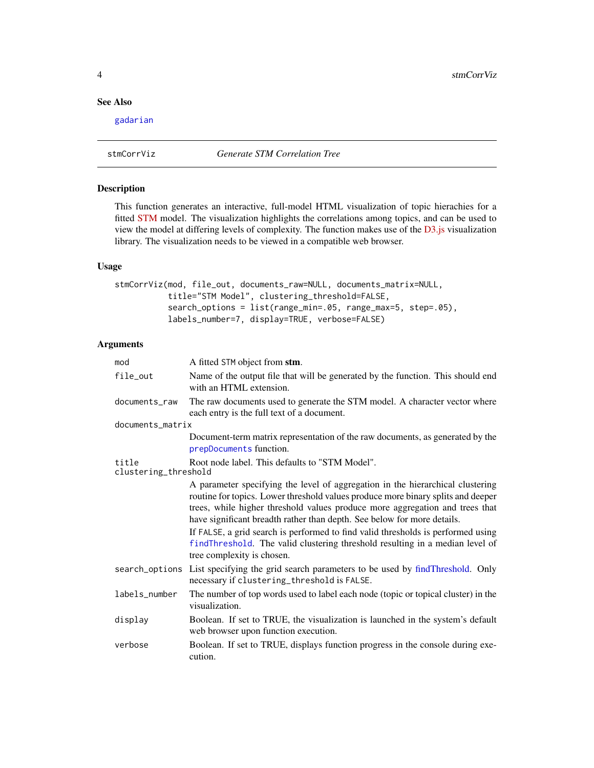## See Also

gadarian

---

## stmCorrViz — *Generate STM Correlation Tree*

### Description

This function generates an interactive, full-model HTML visualization of topic hierachies for a fitted STM model. The visualization highlights the correlations among topics, and can be used to view the model at differing levels of complexity. The function makes use of the D3.js visualization library. The visualization needs to be viewed in a compatible web browser.

### Usage

```
stmCorrViz(mod, file_out, documents_raw=NULL, documents_matrix=NULL,
           title="STM Model", clustering_threshold=FALSE,
           search_options = list(range_min=.05, range_max=5, step=.05),
           labels_number=7, display=TRUE, verbose=FALSE)
```

### Arguments

| Argument | Description |
| --- | --- |
| `mod` | A fitted `STM` object from **stm**. |
| `file_out` | Name of the output file that will be generated by the function. This should end with an HTML extension. |
| `documents_raw` | The raw documents used to generate the STM model. A character vector where each entry is the full text of a document. |
| `documents_matrix` | Document-term matrix representation of the raw documents, as generated by the `prepDocuments` function. |
| `title` | Root node label. This defaults to "STM Model". |
| `clustering_threshold` | A parameter specifying the level of aggregation in the hierarchical clustering routine for topics. Lower threshold values produce more binary splits and deeper trees, while higher threshold values produce more aggregation and trees that have significant breadth rather than depth. See below for more details.<br>If `FALSE`, a grid search is performed to find valid thresholds is performed using `findThreshold`. The valid clustering threshold resulting in a median level of tree complexity is chosen. |
| `search_options` | List specifying the grid search parameters to be used by findThreshold. Only necessary if `clustering_threshold` is `FALSE`. |
| `labels_number` | The number of top words used to label each node (topic or topical cluster) in the visualization. |
| `display` | Boolean. If set to TRUE, the visualization is launched in the system's default web browser upon function execution. |
| `verbose` | Boolean. If set to TRUE, displays function progress in the console during execution. |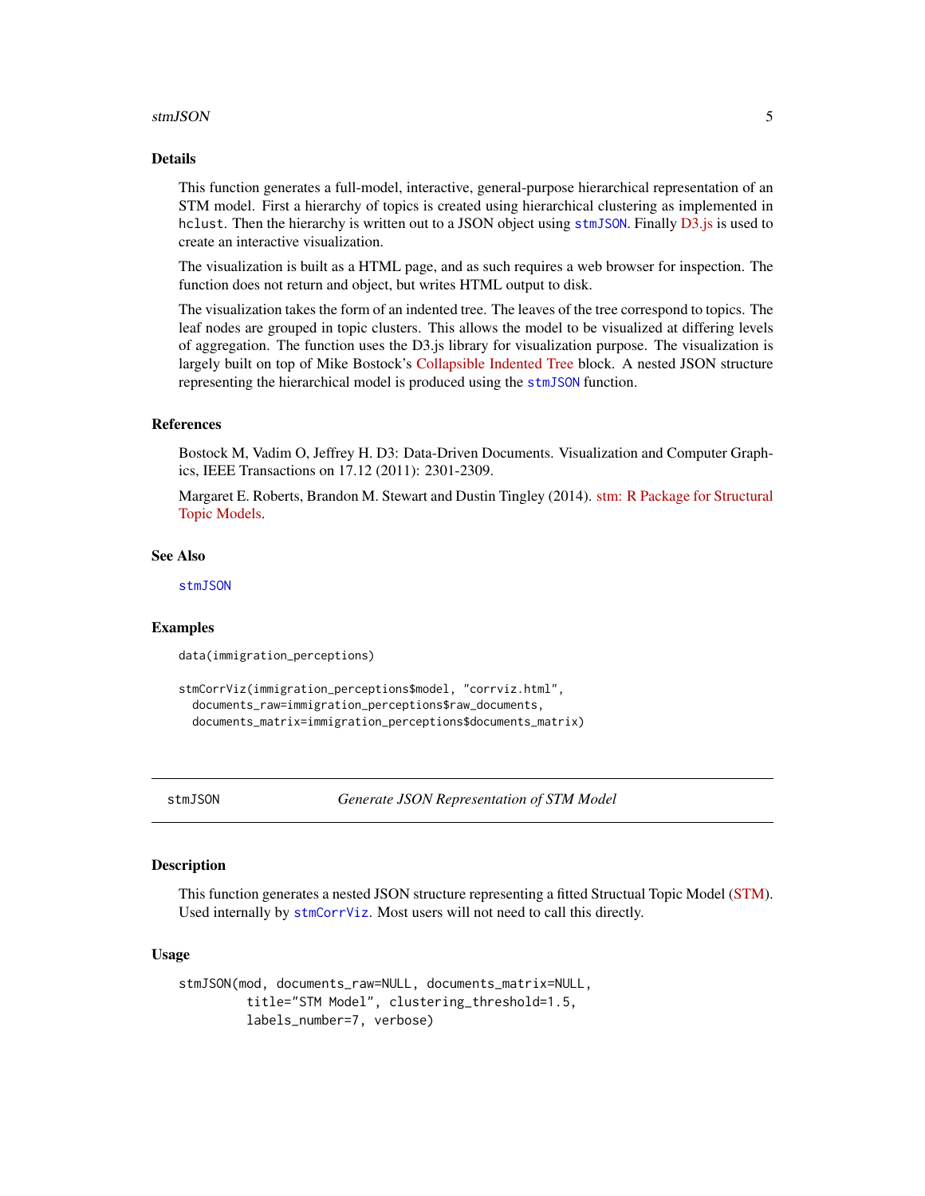### Details

This function generates a full-model, interactive, general-purpose hierarchical representation of an STM model. First a hierarchy of topics is created using hierarchical clustering as implemented in `hclust`. Then the hierarchy is written out to a JSON object using `stmJSON`. Finally D3.js is used to create an interactive visualization.

The visualization is built as a HTML page, and as such requires a web browser for inspection. The function does not return and object, but writes HTML output to disk.

The visualization takes the form of an indented tree. The leaves of the tree correspond to topics. The leaf nodes are grouped in topic clusters. This allows the model to be visualized at differing levels of aggregation. The function uses the D3.js library for visualization purpose. The visualization is largely built on top of Mike Bostock's Collapsible Indented Tree block. A nested JSON structure representing the hierarchical model is produced using the `stmJSON` function.

### References

Bostock M, Vadim O, Jeffrey H. D3: Data-Driven Documents. Visualization and Computer Graphics, IEEE Transactions on 17.12 (2011): 2301-2309.

Margaret E. Roberts, Brandon M. Stewart and Dustin Tingley (2014). stm: R Package for Structural Topic Models.

### See Also

`stmJSON`

### Examples

```
data(immigration_perceptions)

stmCorrViz(immigration_perceptions$model, "corrviz.html",
  documents_raw=immigration_perceptions$raw_documents,
  documents_matrix=immigration_perceptions$documents_matrix)
```

---

## stmJSON — *Generate JSON Representation of STM Model*

### Description

This function generates a nested JSON structure representing a fitted Structual Topic Model (STM). Used internally by `stmCorrViz`. Most users will not need to call this directly.

### Usage

```
stmJSON(mod, documents_raw=NULL, documents_matrix=NULL,
        title="STM Model", clustering_threshold=1.5,
        labels_number=7, verbose)
```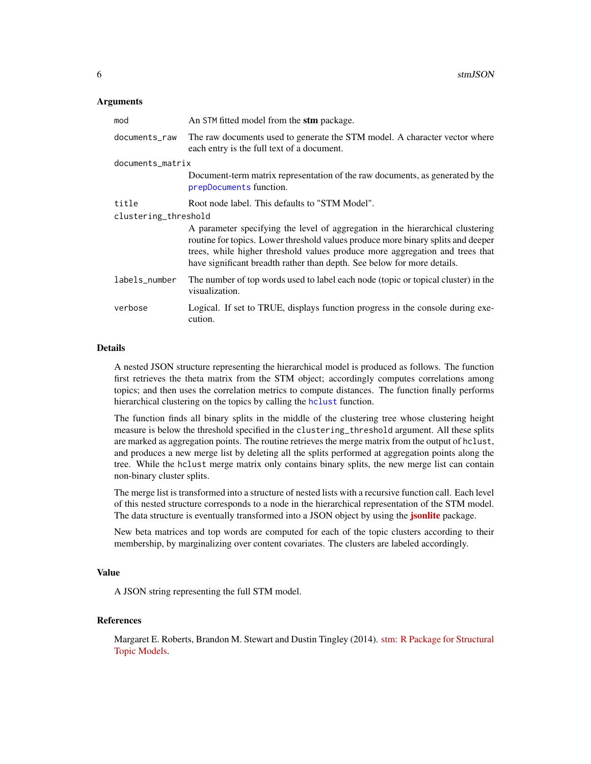### Arguments

| | |
|---|---|
| `mod` | An STM fitted model from the **stm** package. |
| `documents_raw` | The raw documents used to generate the STM model. A character vector where each entry is the full text of a document. |
| `documents_matrix` | Document-term matrix representation of the raw documents, as generated by the `prepDocuments` function. |
| `title` | Root node label. This defaults to "STM Model". |
| `clustering_threshold` | A parameter specifying the level of aggregation in the hierarchical clustering routine for topics. Lower threshold values produce more binary splits and deeper trees, while higher threshold values produce more aggregation and trees that have significant breadth rather than depth. See below for more details. |
| `labels_number` | The number of top words used to label each node (topic or topical cluster) in the visualization. |
| `verbose` | Logical. If set to TRUE, displays function progress in the console during execution. |

### Details

A nested JSON structure representing the hierarchical model is produced as follows. The function first retrieves the theta matrix from the STM object; accordingly computes correlations among topics; and then uses the correlation metrics to compute distances. The function finally performs hierarchical clustering on the topics by calling the `hclust` function.

The function finds all binary splits in the middle of the clustering tree whose clustering height measure is below the threshold specified in the `clustering_threshold` argument. All these splits are marked as aggregation points. The routine retrieves the merge matrix from the output of `hclust`, and produces a new merge list by deleting all the splits performed at aggregation points along the tree. While the `hclust` merge matrix only contains binary splits, the new merge list can contain non-binary cluster splits.

The merge list is transformed into a structure of nested lists with a recursive function call. Each level of this nested structure corresponds to a node in the hierarchical representation of the STM model. The data structure is eventually transformed into a JSON object by using the **jsonlite** package.

New beta matrices and top words are computed for each of the topic clusters according to their membership, by marginalizing over content covariates. The clusters are labeled accordingly.

### Value

A JSON string representing the full STM model.

### References

Margaret E. Roberts, Brandon M. Stewart and Dustin Tingley (2014). stm: R Package for Structural Topic Models.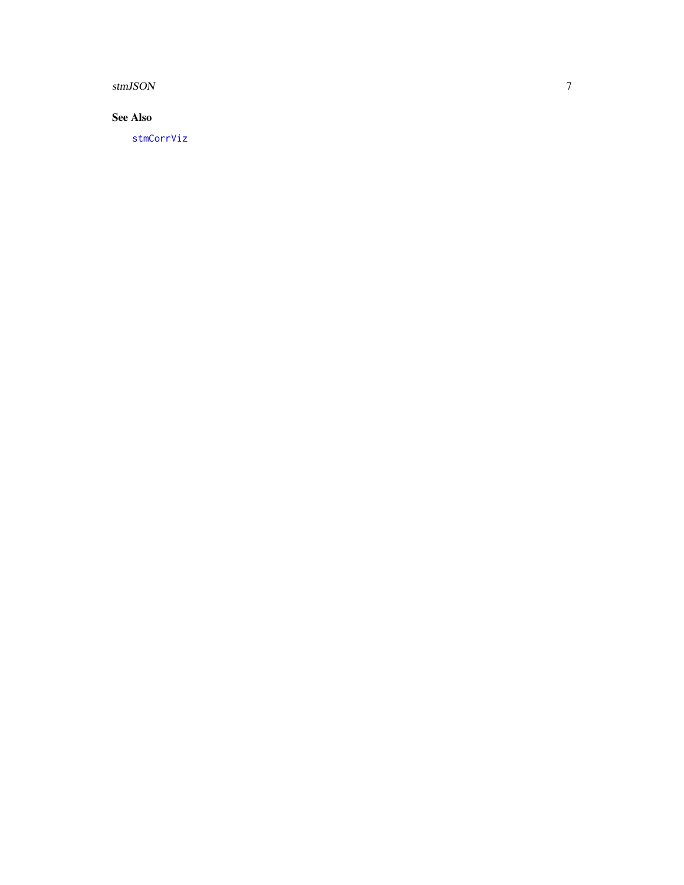## See Also

`stmCorrViz`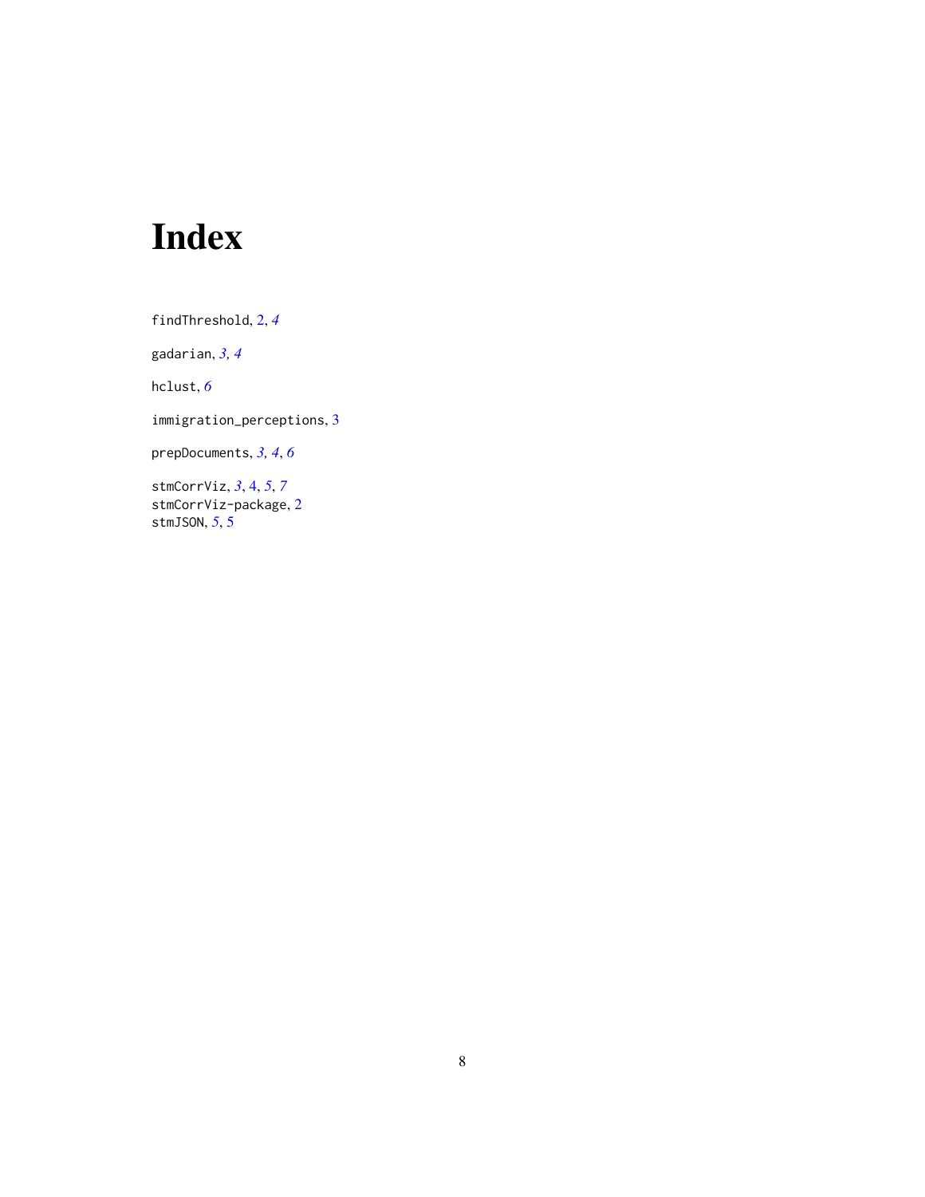# Index

findThreshold, 2, *4*

gadarian, *3, 4*

hclust, *6*

immigration_perceptions, 3

prepDocuments, *3, 4*, *6*

stmCorrViz, *3*, 4, *5*, *7*
stmCorrViz-package, 2
stmJSON, *5*, 5